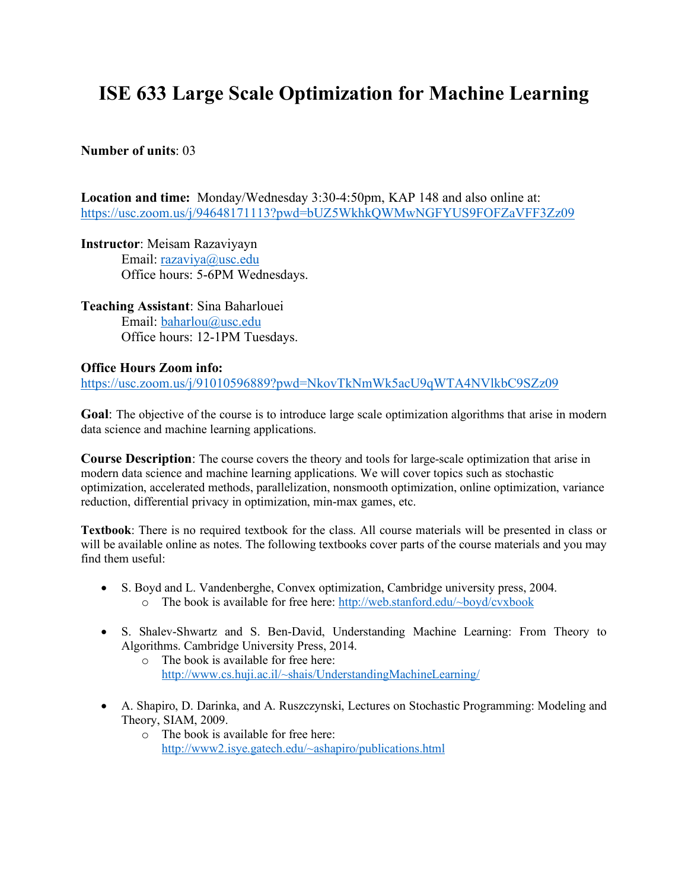# ISE 633 Large Scale Optimization for Machine Learning

**Number of units**: 03

**Location and time:** Monday/Wednesday 3:30-4:50pm, KAP 148 and also online at: https://usc.zoom.us/j/94648171113?pwd=bUZ5WkhkQWMwNGFYUS9FOFZaVFF3Zz09

**Instructor**: Meisam Razaviyayn
   Email: razaviya@usc.edu
   Office hours: 5-6PM Wednesdays.

**Teaching Assistant**: Sina Baharlouei
   Email: baharlou@usc.edu
   Office hours: 12-1PM Tuesdays.

**Office Hours Zoom info:**
https://usc.zoom.us/j/91010596889?pwd=NkovTkNmWk5acU9qWTA4NVlkbC9SZz09

**Goal**: The objective of the course is to introduce large scale optimization algorithms that arise in modern data science and machine learning applications.

**Course Description**: The course covers the theory and tools for large-scale optimization that arise in modern data science and machine learning applications. We will cover topics such as stochastic optimization, accelerated methods, parallelization, nonsmooth optimization, online optimization, variance reduction, differential privacy in optimization, min-max games, etc.

**Textbook**: There is no required textbook for the class. All course materials will be presented in class or will be available online as notes. The following textbooks cover parts of the course materials and you may find them useful:

- S. Boyd and L. Vandenberghe, Convex optimization, Cambridge university press, 2004.
  - The book is available for free here: http://web.stanford.edu/~boyd/cvxbook

- S. Shalev-Shwartz and S. Ben-David, Understanding Machine Learning: From Theory to Algorithms. Cambridge University Press, 2014.
  - The book is available for free here: http://www.cs.huji.ac.il/~shais/UnderstandingMachineLearning/

- A. Shapiro, D. Darinka, and A. Ruszczynski, Lectures on Stochastic Programming: Modeling and Theory, SIAM, 2009.
  - The book is available for free here: http://www2.isye.gatech.edu/~ashapiro/publications.html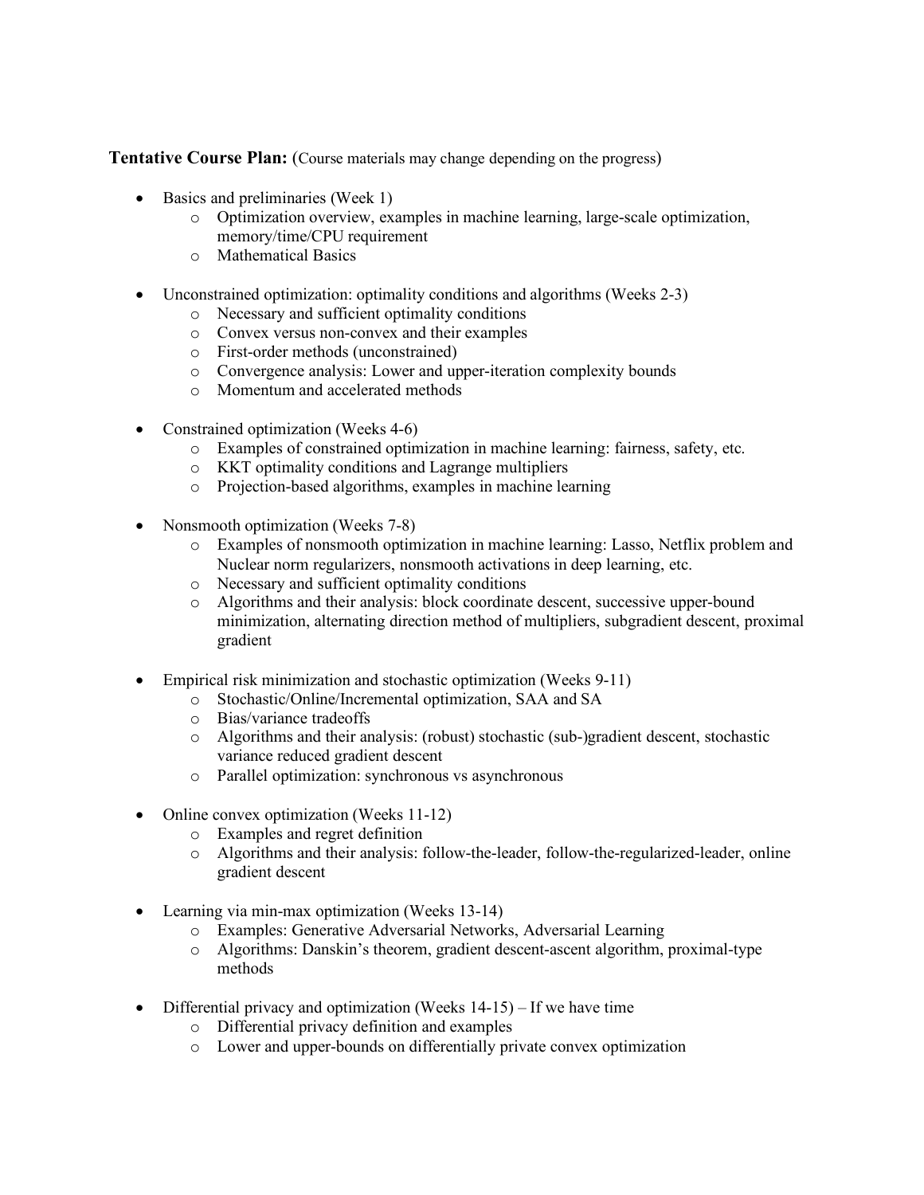**Tentative Course Plan:** (Course materials may change depending on the progress)

- Basics and preliminaries (Week 1)
  - Optimization overview, examples in machine learning, large-scale optimization, memory/time/CPU requirement
  - Mathematical Basics

- Unconstrained optimization: optimality conditions and algorithms (Weeks 2-3)
  - Necessary and sufficient optimality conditions
  - Convex versus non-convex and their examples
  - First-order methods (unconstrained)
  - Convergence analysis: Lower and upper-iteration complexity bounds
  - Momentum and accelerated methods

- Constrained optimization (Weeks 4-6)
  - Examples of constrained optimization in machine learning: fairness, safety, etc.
  - KKT optimality conditions and Lagrange multipliers
  - Projection-based algorithms, examples in machine learning

- Nonsmooth optimization (Weeks 7-8)
  - Examples of nonsmooth optimization in machine learning: Lasso, Netflix problem and Nuclear norm regularizers, nonsmooth activations in deep learning, etc.
  - Necessary and sufficient optimality conditions
  - Algorithms and their analysis: block coordinate descent, successive upper-bound minimization, alternating direction method of multipliers, subgradient descent, proximal gradient

- Empirical risk minimization and stochastic optimization (Weeks 9-11)
  - Stochastic/Online/Incremental optimization, SAA and SA
  - Bias/variance tradeoffs
  - Algorithms and their analysis: (robust) stochastic (sub-)gradient descent, stochastic variance reduced gradient descent
  - Parallel optimization: synchronous vs asynchronous

- Online convex optimization (Weeks 11-12)
  - Examples and regret definition
  - Algorithms and their analysis: follow-the-leader, follow-the-regularized-leader, online gradient descent

- Learning via min-max optimization (Weeks 13-14)
  - Examples: Generative Adversarial Networks, Adversarial Learning
  - Algorithms: Danskin's theorem, gradient descent-ascent algorithm, proximal-type methods

- Differential privacy and optimization (Weeks 14-15) – If we have time
  - Differential privacy definition and examples
  - Lower and upper-bounds on differentially private convex optimization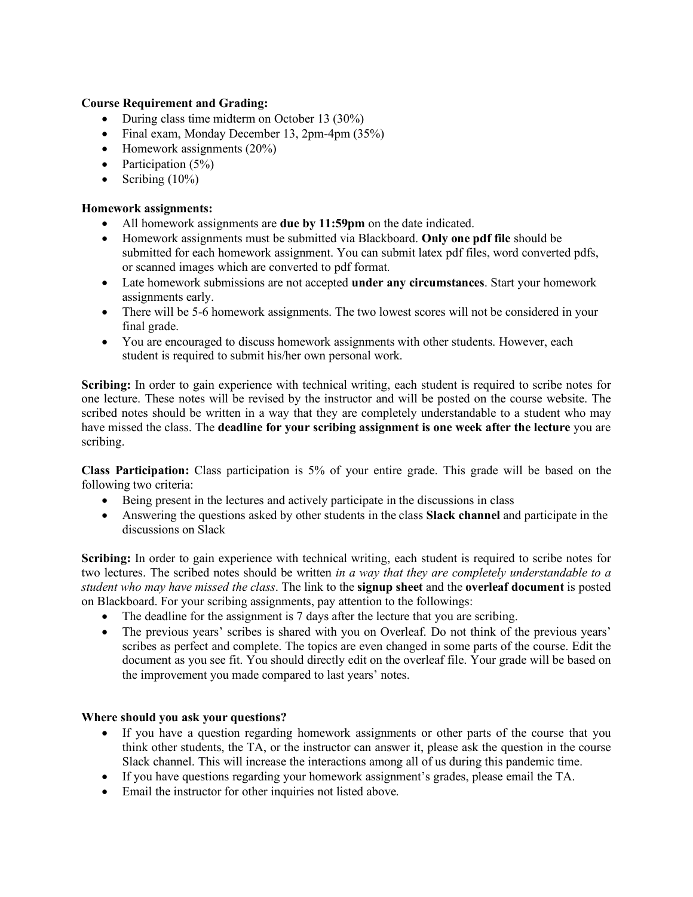**Course Requirement and Grading:**

- During class time midterm on October 13 (30%)
- Final exam, Monday December 13, 2pm-4pm (35%)
- Homework assignments (20%)
- Participation (5%)
- Scribing (10%)

**Homework assignments:**

- All homework assignments are **due by 11:59pm** on the date indicated.
- Homework assignments must be submitted via Blackboard. **Only one pdf file** should be submitted for each homework assignment. You can submit latex pdf files, word converted pdfs, or scanned images which are converted to pdf format.
- Late homework submissions are not accepted **under any circumstances**. Start your homework assignments early.
- There will be 5-6 homework assignments. The two lowest scores will not be considered in your final grade.
- You are encouraged to discuss homework assignments with other students. However, each student is required to submit his/her own personal work.

**Scribing:** In order to gain experience with technical writing, each student is required to scribe notes for one lecture. These notes will be revised by the instructor and will be posted on the course website. The scribed notes should be written in a way that they are completely understandable to a student who may have missed the class. The **deadline for your scribing assignment is one week after the lecture** you are scribing.

**Class Participation:** Class participation is 5% of your entire grade. This grade will be based on the following two criteria:

- Being present in the lectures and actively participate in the discussions in class
- Answering the questions asked by other students in the class **Slack channel** and participate in the discussions on Slack

**Scribing:** In order to gain experience with technical writing, each student is required to scribe notes for two lectures. The scribed notes should be written *in a way that they are completely understandable to a student who may have missed the class*. The link to the **signup sheet** and the **overleaf document** is posted on Blackboard. For your scribing assignments, pay attention to the followings:

- The deadline for the assignment is 7 days after the lecture that you are scribing.
- The previous years' scribes is shared with you on Overleaf. Do not think of the previous years' scribes as perfect and complete. The topics are even changed in some parts of the course. Edit the document as you see fit. You should directly edit on the overleaf file. Your grade will be based on the improvement you made compared to last years' notes.

**Where should you ask your questions?**

- If you have a question regarding homework assignments or other parts of the course that you think other students, the TA, or the instructor can answer it, please ask the question in the course Slack channel. This will increase the interactions among all of us during this pandemic time.
- If you have questions regarding your homework assignment's grades, please email the TA.
- Email the instructor for other inquiries not listed above.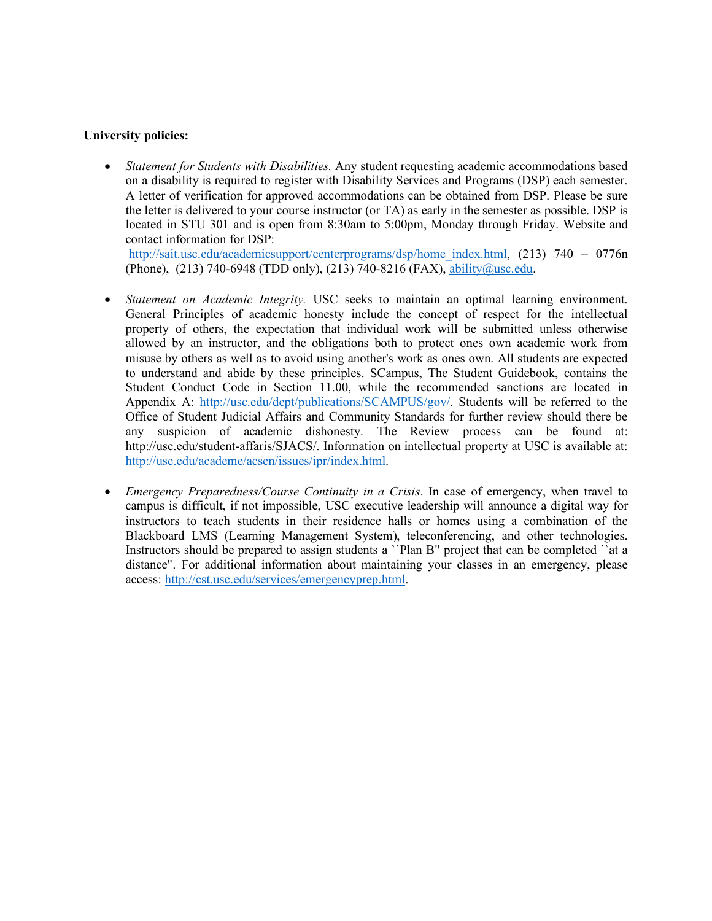**University policies:**

- *Statement for Students with Disabilities.* Any student requesting academic accommodations based on a disability is required to register with Disability Services and Programs (DSP) each semester. A letter of verification for approved accommodations can be obtained from DSP. Please be sure the letter is delivered to your course instructor (or TA) as early in the semester as possible. DSP is located in STU 301 and is open from 8:30am to 5:00pm, Monday through Friday. Website and contact information for DSP: http://sait.usc.edu/academicsupport/centerprograms/dsp/home_index.html, (213) 740 – 0776n (Phone), (213) 740-6948 (TDD only), (213) 740-8216 (FAX), ability@usc.edu.

- *Statement on Academic Integrity.* USC seeks to maintain an optimal learning environment. General Principles of academic honesty include the concept of respect for the intellectual property of others, the expectation that individual work will be submitted unless otherwise allowed by an instructor, and the obligations both to protect ones own academic work from misuse by others as well as to avoid using another's work as ones own. All students are expected to understand and abide by these principles. SCampus, The Student Guidebook, contains the Student Conduct Code in Section 11.00, while the recommended sanctions are located in Appendix A: http://usc.edu/dept/publications/SCAMPUS/gov/. Students will be referred to the Office of Student Judicial Affairs and Community Standards for further review should there be any suspicion of academic dishonesty. The Review process can be found at: http://usc.edu/student-affaris/SJACS/. Information on intellectual property at USC is available at: http://usc.edu/academe/acsen/issues/ipr/index.html.

- *Emergency Preparedness/Course Continuity in a Crisis*. In case of emergency, when travel to campus is difficult, if not impossible, USC executive leadership will announce a digital way for instructors to teach students in their residence halls or homes using a combination of the Blackboard LMS (Learning Management System), teleconferencing, and other technologies. Instructors should be prepared to assign students a ``Plan B" project that can be completed ``at a distance". For additional information about maintaining your classes in an emergency, please access: http://cst.usc.edu/services/emergencyprep.html.